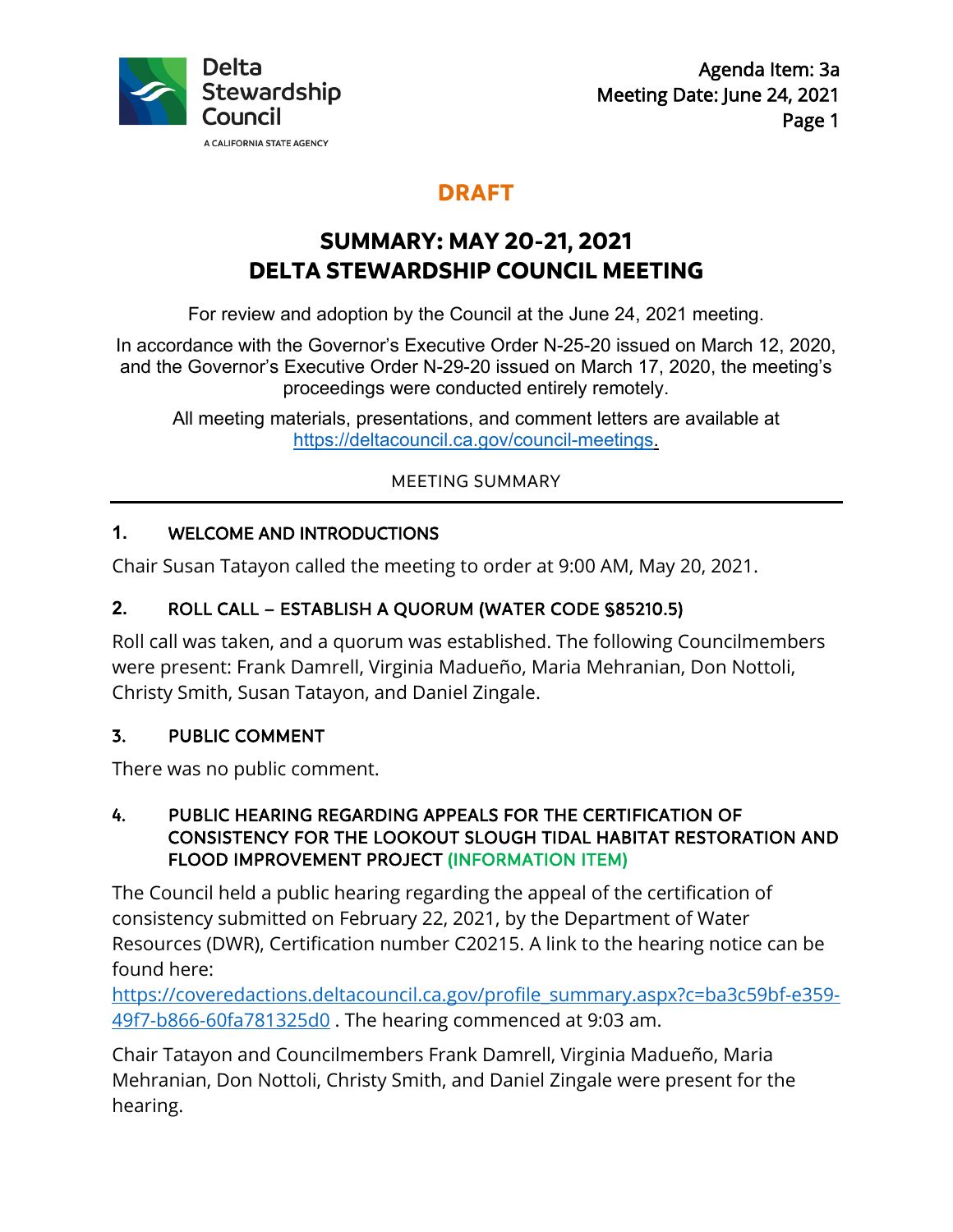Delta Stewardship Council

A CALIFORNIA STATE AGENCY

Agenda Item: 3a
Meeting Date: June 24, 2021

**DRAFT**

# SUMMARY: MAY 20-21, 2021 DELTA STEWARDSHIP COUNCIL MEETING

For review and adoption by the Council at the June 24, 2021 meeting.

In accordance with the Governor's Executive Order N-25-20 issued on March 12, 2020, and the Governor's Executive Order N-29-20 issued on March 17, 2020, the meeting's proceedings were conducted entirely remotely.

All meeting materials, presentations, and comment letters are available at https://deltacouncil.ca.gov/council-meetings.

MEETING SUMMARY

## 1. WELCOME AND INTRODUCTIONS

Chair Susan Tatayon called the meeting to order at 9:00 AM, May 20, 2021.

## 2. ROLL CALL – ESTABLISH A QUORUM (WATER CODE §85210.5)

Roll call was taken, and a quorum was established. The following Councilmembers were present: Frank Damrell, Virginia Madueño, Maria Mehranian, Don Nottoli, Christy Smith, Susan Tatayon, and Daniel Zingale.

## 3. PUBLIC COMMENT

There was no public comment.

## 4. PUBLIC HEARING REGARDING APPEALS FOR THE CERTIFICATION OF CONSISTENCY FOR THE LOOKOUT SLOUGH TIDAL HABITAT RESTORATION AND FLOOD IMPROVEMENT PROJECT (INFORMATION ITEM)

The Council held a public hearing regarding the appeal of the certification of consistency submitted on February 22, 2021, by the Department of Water Resources (DWR), Certification number C20215. A link to the hearing notice can be found here: https://coveredactions.deltacouncil.ca.gov/profile_summary.aspx?c=ba3c59bf-e359-49f7-b866-60fa781325d0 . The hearing commenced at 9:03 am.

Chair Tatayon and Councilmembers Frank Damrell, Virginia Madueño, Maria Mehranian, Don Nottoli, Christy Smith, and Daniel Zingale were present for the hearing.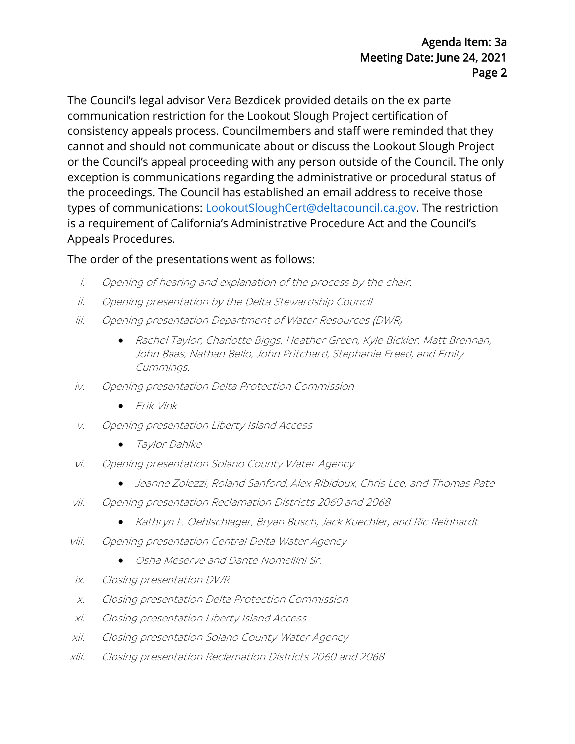The Council's legal advisor Vera Bezdicek provided details on the ex parte communication restriction for the Lookout Slough Project certification of consistency appeals process. Councilmembers and staff were reminded that they cannot and should not communicate about or discuss the Lookout Slough Project or the Council's appeal proceeding with any person outside of the Council. The only exception is communications regarding the administrative or procedural status of the proceedings. The Council has established an email address to receive those types of communications: [LookoutSloughCert@deltacouncil.ca.gov](mailto:LookoutSloughCert@deltacouncil.ca.gov). The restriction is a requirement of California's Administrative Procedure Act and the Council's Appeals Procedures.

The order of the presentations went as follows:

i. *Opening of hearing and explanation of the process by the chair.*

ii. *Opening presentation by the Delta Stewardship Council*

iii. *Opening presentation Department of Water Resources (DWR)*
   - *Rachel Taylor, Charlotte Biggs, Heather Green, Kyle Bickler, Matt Brennan, John Baas, Nathan Bello, John Pritchard, Stephanie Freed, and Emily Cummings.*

iv. *Opening presentation Delta Protection Commission*
   - *Erik Vink*

v. *Opening presentation Liberty Island Access*
   - *Taylor Dahlke*

vi. *Opening presentation Solano County Water Agency*
   - *Jeanne Zolezzi, Roland Sanford, Alex Ribidoux, Chris Lee, and Thomas Pate*

vii. *Opening presentation Reclamation Districts 2060 and 2068*
   - *Kathryn L. Oehlschlager, Bryan Busch, Jack Kuechler, and Ric Reinhardt*

viii. *Opening presentation Central Delta Water Agency*
   - *Osha Meserve and Dante Nomellini Sr.*

ix. *Closing presentation DWR*

x. *Closing presentation Delta Protection Commission*

xi. *Closing presentation Liberty Island Access*

xii. *Closing presentation Solano County Water Agency*

xiii. *Closing presentation Reclamation Districts 2060 and 2068*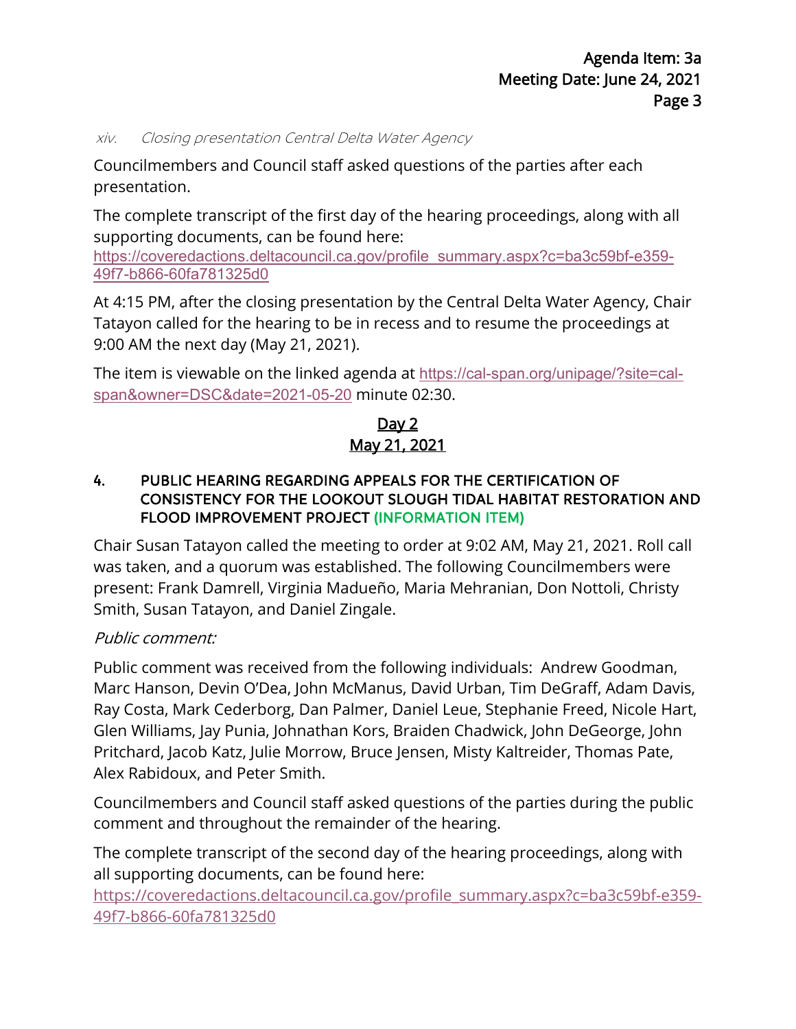*xiv. Closing presentation Central Delta Water Agency*

Councilmembers and Council staff asked questions of the parties after each presentation.

The complete transcript of the first day of the hearing proceedings, along with all supporting documents, can be found here: https://coveredactions.deltacouncil.ca.gov/profile_summary.aspx?c=ba3c59bf-e359-49f7-b866-60fa781325d0

At 4:15 PM, after the closing presentation by the Central Delta Water Agency, Chair Tatayon called for the hearing to be in recess and to resume the proceedings at 9:00 AM the next day (May 21, 2021).

The item is viewable on the linked agenda at https://cal-span.org/unipage/?site=cal-span&owner=DSC&date=2021-05-20 minute 02:30.

## Day 2
## May 21, 2021

### 4. PUBLIC HEARING REGARDING APPEALS FOR THE CERTIFICATION OF CONSISTENCY FOR THE LOOKOUT SLOUGH TIDAL HABITAT RESTORATION AND FLOOD IMPROVEMENT PROJECT (INFORMATION ITEM)

Chair Susan Tatayon called the meeting to order at 9:02 AM, May 21, 2021. Roll call was taken, and a quorum was established. The following Councilmembers were present: Frank Damrell, Virginia Madueño, Maria Mehranian, Don Nottoli, Christy Smith, Susan Tatayon, and Daniel Zingale.

*Public comment:*

Public comment was received from the following individuals: Andrew Goodman, Marc Hanson, Devin O'Dea, John McManus, David Urban, Tim DeGraff, Adam Davis, Ray Costa, Mark Cederborg, Dan Palmer, Daniel Leue, Stephanie Freed, Nicole Hart, Glen Williams, Jay Punia, Johnathan Kors, Braiden Chadwick, John DeGeorge, John Pritchard, Jacob Katz, Julie Morrow, Bruce Jensen, Misty Kaltreider, Thomas Pate, Alex Rabidoux, and Peter Smith.

Councilmembers and Council staff asked questions of the parties during the public comment and throughout the remainder of the hearing.

The complete transcript of the second day of the hearing proceedings, along with all supporting documents, can be found here: https://coveredactions.deltacouncil.ca.gov/profile_summary.aspx?c=ba3c59bf-e359-49f7-b866-60fa781325d0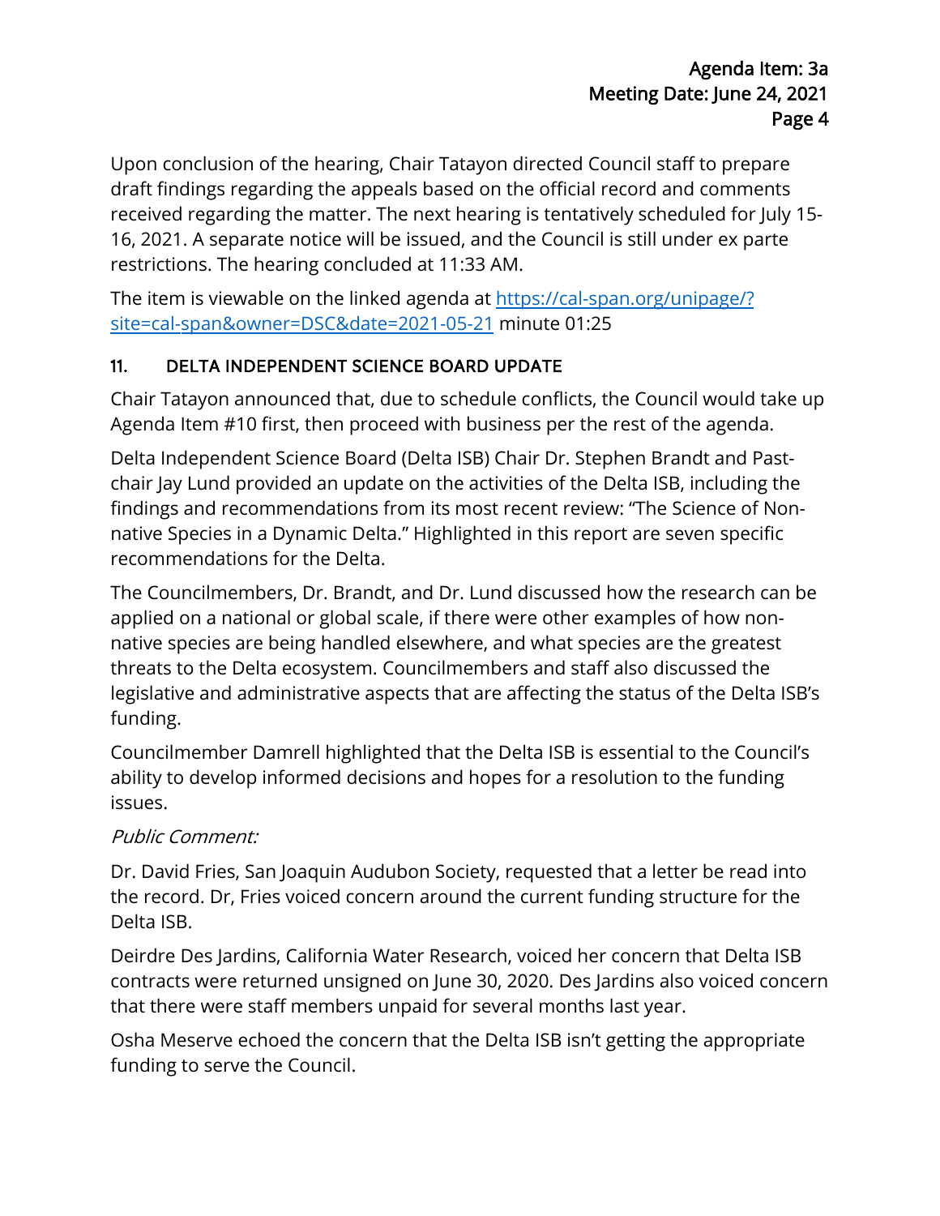Upon conclusion of the hearing, Chair Tatayon directed Council staff to prepare draft findings regarding the appeals based on the official record and comments received regarding the matter. The next hearing is tentatively scheduled for July 15-16, 2021. A separate notice will be issued, and the Council is still under ex parte restrictions. The hearing concluded at 11:33 AM.

The item is viewable on the linked agenda at [https://cal-span.org/unipage/?site=cal-span&owner=DSC&date=2021-05-21](https://cal-span.org/unipage/?site=cal-span&owner=DSC&date=2021-05-21) minute 01:25

## 11. DELTA INDEPENDENT SCIENCE BOARD UPDATE

Chair Tatayon announced that, due to schedule conflicts, the Council would take up Agenda Item #10 first, then proceed with business per the rest of the agenda.

Delta Independent Science Board (Delta ISB) Chair Dr. Stephen Brandt and Past-chair Jay Lund provided an update on the activities of the Delta ISB, including the findings and recommendations from its most recent review: "The Science of Non-native Species in a Dynamic Delta." Highlighted in this report are seven specific recommendations for the Delta.

The Councilmembers, Dr. Brandt, and Dr. Lund discussed how the research can be applied on a national or global scale, if there were other examples of how non-native species are being handled elsewhere, and what species are the greatest threats to the Delta ecosystem. Councilmembers and staff also discussed the legislative and administrative aspects that are affecting the status of the Delta ISB's funding.

Councilmember Damrell highlighted that the Delta ISB is essential to the Council's ability to develop informed decisions and hopes for a resolution to the funding issues.

*Public Comment:*

Dr. David Fries, San Joaquin Audubon Society, requested that a letter be read into the record. Dr, Fries voiced concern around the current funding structure for the Delta ISB.

Deirdre Des Jardins, California Water Research, voiced her concern that Delta ISB contracts were returned unsigned on June 30, 2020. Des Jardins also voiced concern that there were staff members unpaid for several months last year.

Osha Meserve echoed the concern that the Delta ISB isn't getting the appropriate funding to serve the Council.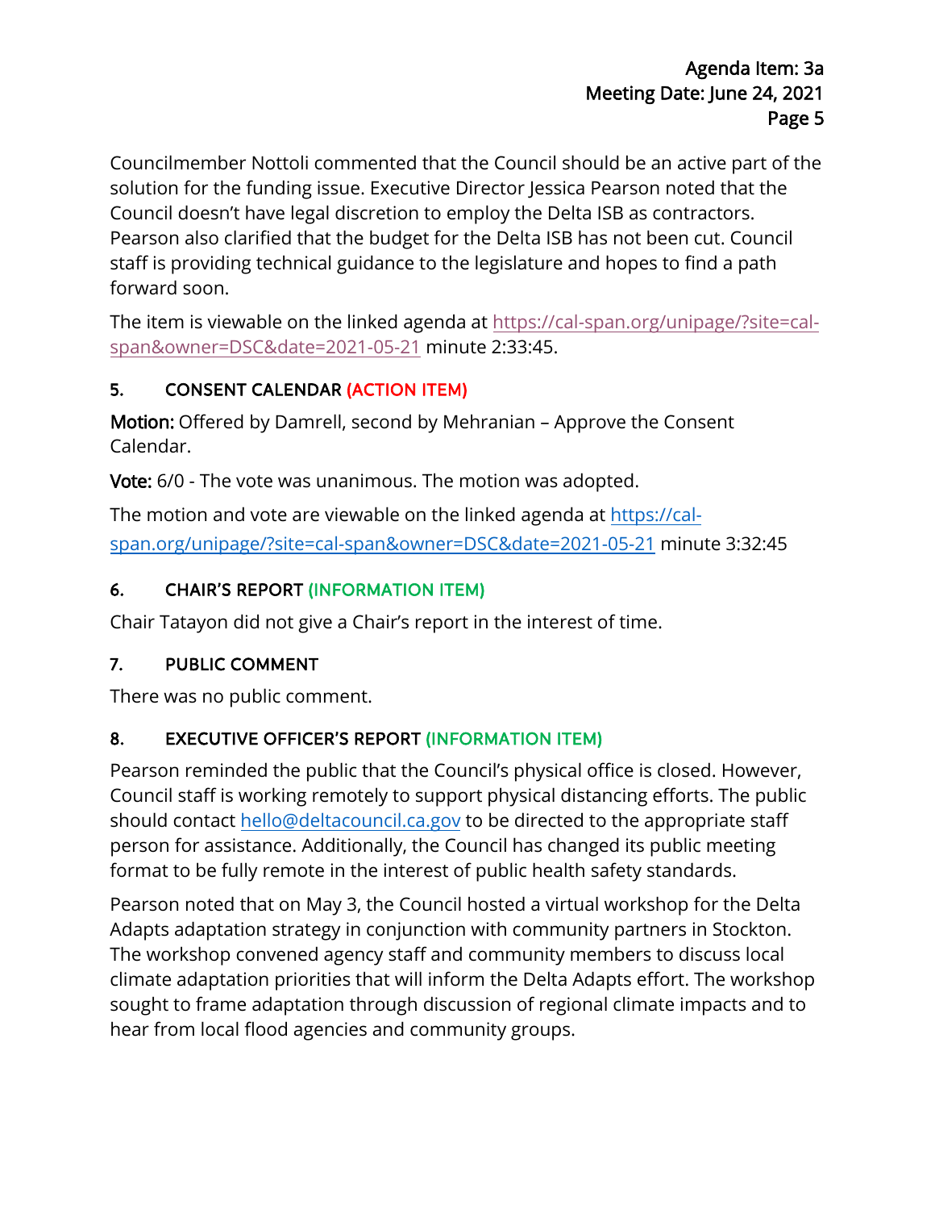Councilmember Nottoli commented that the Council should be an active part of the solution for the funding issue. Executive Director Jessica Pearson noted that the Council doesn't have legal discretion to employ the Delta ISB as contractors. Pearson also clarified that the budget for the Delta ISB has not been cut. Council staff is providing technical guidance to the legislature and hopes to find a path forward soon.

The item is viewable on the linked agenda at https://cal-span.org/unipage/?site=cal-span&owner=DSC&date=2021-05-21 minute 2:33:45.

## 5. CONSENT CALENDAR (ACTION ITEM)

**Motion:** Offered by Damrell, second by Mehranian – Approve the Consent Calendar.

**Vote:** 6/0 - The vote was unanimous. The motion was adopted.

The motion and vote are viewable on the linked agenda at https://cal-span.org/unipage/?site=cal-span&owner=DSC&date=2021-05-21 minute 3:32:45

## 6. CHAIR'S REPORT (INFORMATION ITEM)

Chair Tatayon did not give a Chair's report in the interest of time.

## 7. PUBLIC COMMENT

There was no public comment.

## 8. EXECUTIVE OFFICER'S REPORT (INFORMATION ITEM)

Pearson reminded the public that the Council's physical office is closed. However, Council staff is working remotely to support physical distancing efforts. The public should contact hello@deltacouncil.ca.gov to be directed to the appropriate staff person for assistance. Additionally, the Council has changed its public meeting format to be fully remote in the interest of public health safety standards.

Pearson noted that on May 3, the Council hosted a virtual workshop for the Delta Adapts adaptation strategy in conjunction with community partners in Stockton. The workshop convened agency staff and community members to discuss local climate adaptation priorities that will inform the Delta Adapts effort. The workshop sought to frame adaptation through discussion of regional climate impacts and to hear from local flood agencies and community groups.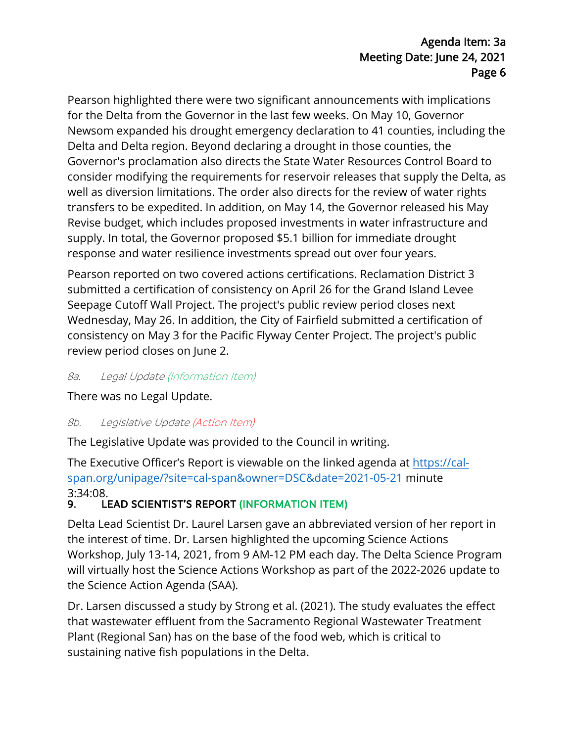Pearson highlighted there were two significant announcements with implications for the Delta from the Governor in the last few weeks. On May 10, Governor Newsom expanded his drought emergency declaration to 41 counties, including the Delta and Delta region. Beyond declaring a drought in those counties, the Governor's proclamation also directs the State Water Resources Control Board to consider modifying the requirements for reservoir releases that supply the Delta, as well as diversion limitations. The order also directs for the review of water rights transfers to be expedited. In addition, on May 14, the Governor released his May Revise budget, which includes proposed investments in water infrastructure and supply. In total, the Governor proposed $5.1 billion for immediate drought response and water resilience investments spread out over four years.

Pearson reported on two covered actions certifications. Reclamation District 3 submitted a certification of consistency on April 26 for the Grand Island Levee Seepage Cutoff Wall Project. The project's public review period closes next Wednesday, May 26. In addition, the City of Fairfield submitted a certification of consistency on May 3 for the Pacific Flyway Center Project. The project's public review period closes on June 2.

*8a. Legal Update (Information Item)*

There was no Legal Update.

*8b. Legislative Update (Action Item)*

The Legislative Update was provided to the Council in writing.

The Executive Officer's Report is viewable on the linked agenda at [https://cal-span.org/unipage/?site=cal-span&owner=DSC&date=2021-05-21](https://cal-span.org/unipage/?site=cal-span&owner=DSC&date=2021-05-21) minute 3:34:08.

### 9. LEAD SCIENTIST'S REPORT (INFORMATION ITEM)

Delta Lead Scientist Dr. Laurel Larsen gave an abbreviated version of her report in the interest of time. Dr. Larsen highlighted the upcoming Science Actions Workshop, July 13-14, 2021, from 9 AM-12 PM each day. The Delta Science Program will virtually host the Science Actions Workshop as part of the 2022-2026 update to the Science Action Agenda (SAA).

Dr. Larsen discussed a study by Strong et al. (2021). The study evaluates the effect that wastewater effluent from the Sacramento Regional Wastewater Treatment Plant (Regional San) has on the base of the food web, which is critical to sustaining native fish populations in the Delta.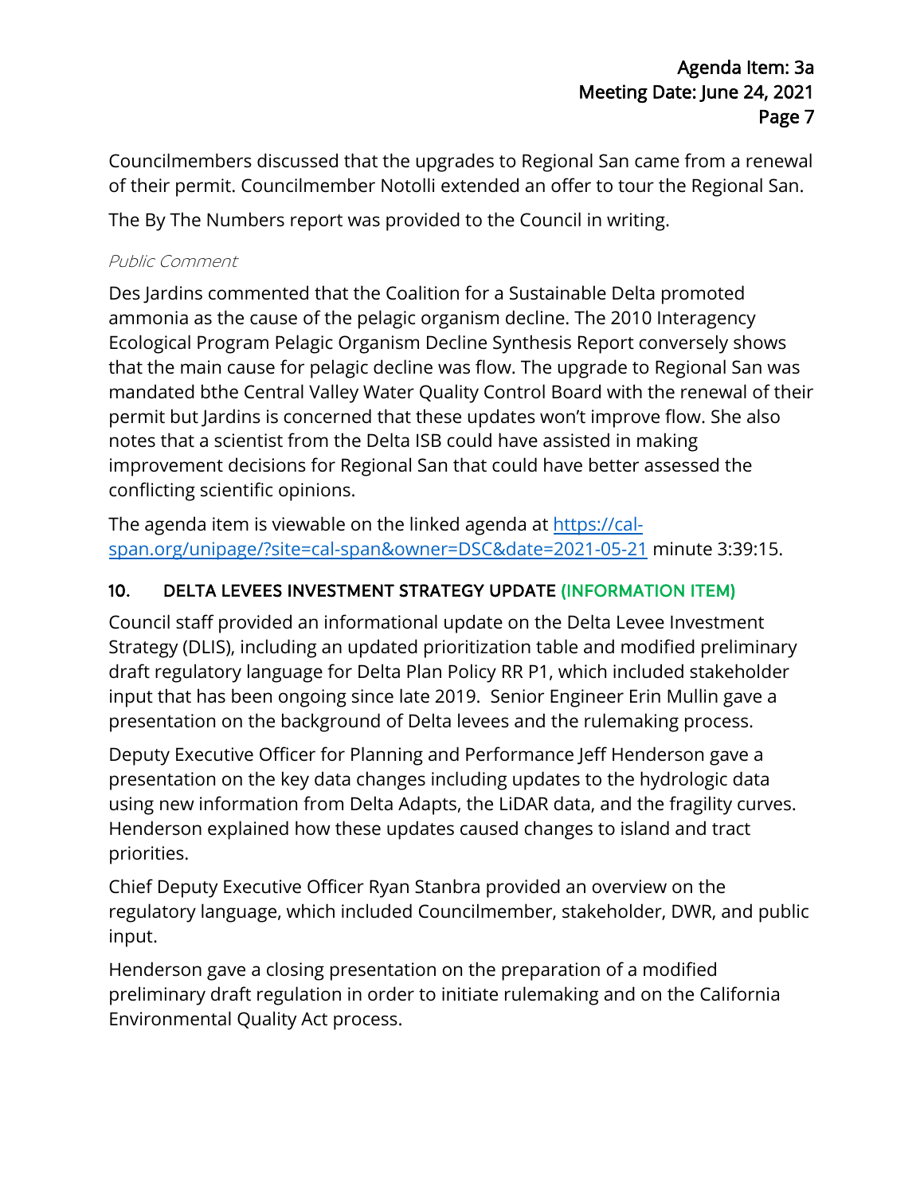Councilmembers discussed that the upgrades to Regional San came from a renewal of their permit. Councilmember Notolli extended an offer to tour the Regional San.

The By The Numbers report was provided to the Council in writing.

*Public Comment*

Des Jardins commented that the Coalition for a Sustainable Delta promoted ammonia as the cause of the pelagic organism decline. The 2010 Interagency Ecological Program Pelagic Organism Decline Synthesis Report conversely shows that the main cause for pelagic decline was flow. The upgrade to Regional San was mandated bthe Central Valley Water Quality Control Board with the renewal of their permit but Jardins is concerned that these updates won't improve flow. She also notes that a scientist from the Delta ISB could have assisted in making improvement decisions for Regional San that could have better assessed the conflicting scientific opinions.

The agenda item is viewable on the linked agenda at [https://cal-span.org/unipage/?site=cal-span&owner=DSC&date=2021-05-21](https://cal-span.org/unipage/?site=cal-span&owner=DSC&date=2021-05-21) minute 3:39:15.

### 10. DELTA LEVEES INVESTMENT STRATEGY UPDATE (INFORMATION ITEM)

Council staff provided an informational update on the Delta Levee Investment Strategy (DLIS), including an updated prioritization table and modified preliminary draft regulatory language for Delta Plan Policy RR P1, which included stakeholder input that has been ongoing since late 2019. Senior Engineer Erin Mullin gave a presentation on the background of Delta levees and the rulemaking process.

Deputy Executive Officer for Planning and Performance Jeff Henderson gave a presentation on the key data changes including updates to the hydrologic data using new information from Delta Adapts, the LiDAR data, and the fragility curves. Henderson explained how these updates caused changes to island and tract priorities.

Chief Deputy Executive Officer Ryan Stanbra provided an overview on the regulatory language, which included Councilmember, stakeholder, DWR, and public input.

Henderson gave a closing presentation on the preparation of a modified preliminary draft regulation in order to initiate rulemaking and on the California Environmental Quality Act process.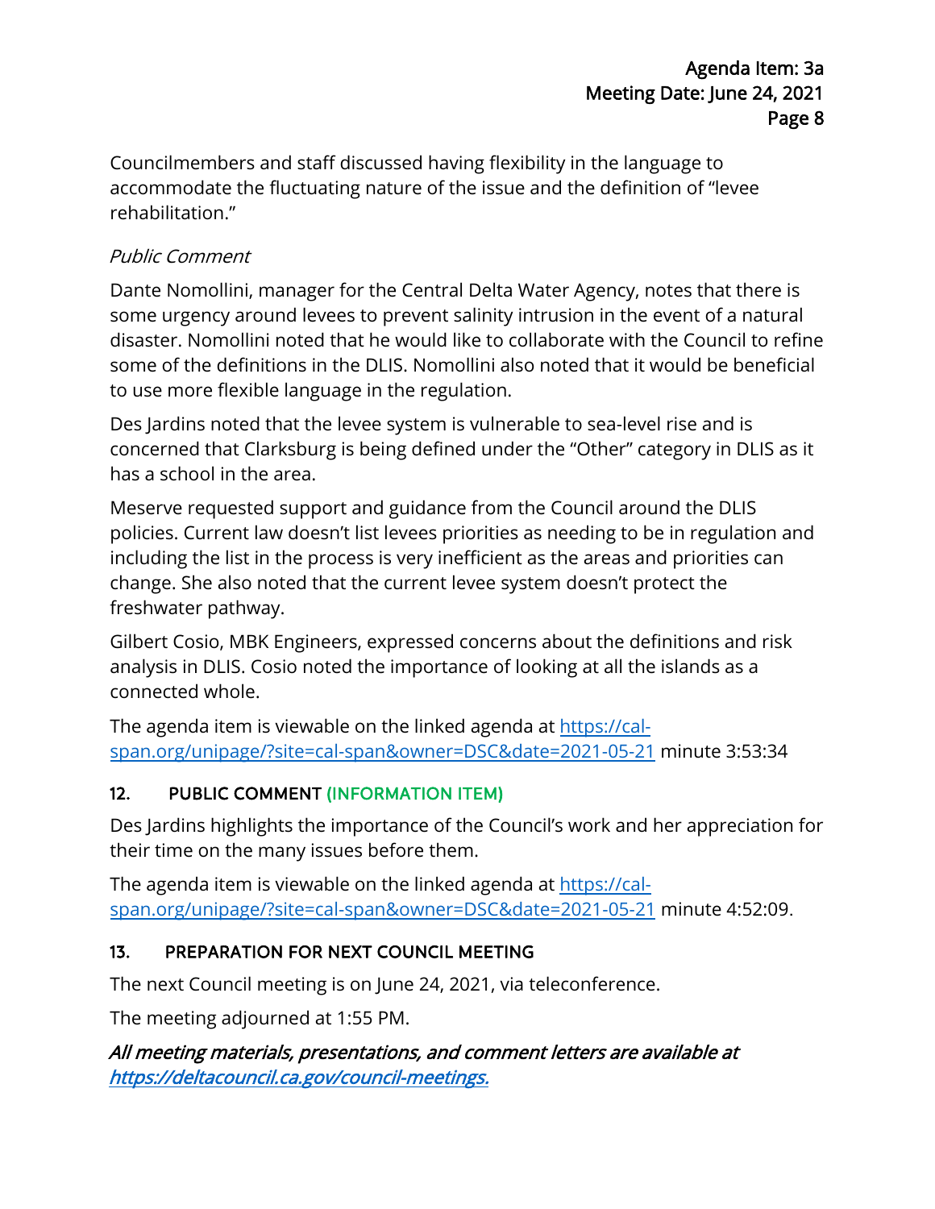Councilmembers and staff discussed having flexibility in the language to accommodate the fluctuating nature of the issue and the definition of "levee rehabilitation."

*Public Comment*

Dante Nomollini, manager for the Central Delta Water Agency, notes that there is some urgency around levees to prevent salinity intrusion in the event of a natural disaster. Nomollini noted that he would like to collaborate with the Council to refine some of the definitions in the DLIS. Nomollini also noted that it would be beneficial to use more flexible language in the regulation.

Des Jardins noted that the levee system is vulnerable to sea-level rise and is concerned that Clarksburg is being defined under the "Other" category in DLIS as it has a school in the area.

Meserve requested support and guidance from the Council around the DLIS policies. Current law doesn't list levees priorities as needing to be in regulation and including the list in the process is very inefficient as the areas and priorities can change. She also noted that the current levee system doesn't protect the freshwater pathway.

Gilbert Cosio, MBK Engineers, expressed concerns about the definitions and risk analysis in DLIS. Cosio noted the importance of looking at all the islands as a connected whole.

The agenda item is viewable on the linked agenda at [https://cal-span.org/unipage/?site=cal-span&owner=DSC&date=2021-05-21](https://cal-span.org/unipage/?site=cal-span&owner=DSC&date=2021-05-21) minute 3:53:34

## 12. PUBLIC COMMENT (INFORMATION ITEM)

Des Jardins highlights the importance of the Council's work and her appreciation for their time on the many issues before them.

The agenda item is viewable on the linked agenda at [https://cal-span.org/unipage/?site=cal-span&owner=DSC&date=2021-05-21](https://cal-span.org/unipage/?site=cal-span&owner=DSC&date=2021-05-21) minute 4:52:09.

## 13. PREPARATION FOR NEXT COUNCIL MEETING

The next Council meeting is on June 24, 2021, via teleconference.

The meeting adjourned at 1:55 PM.

*All meeting materials, presentations, and comment letters are available at [https://deltacouncil.ca.gov/council-meetings.](https://deltacouncil.ca.gov/council-meetings)*